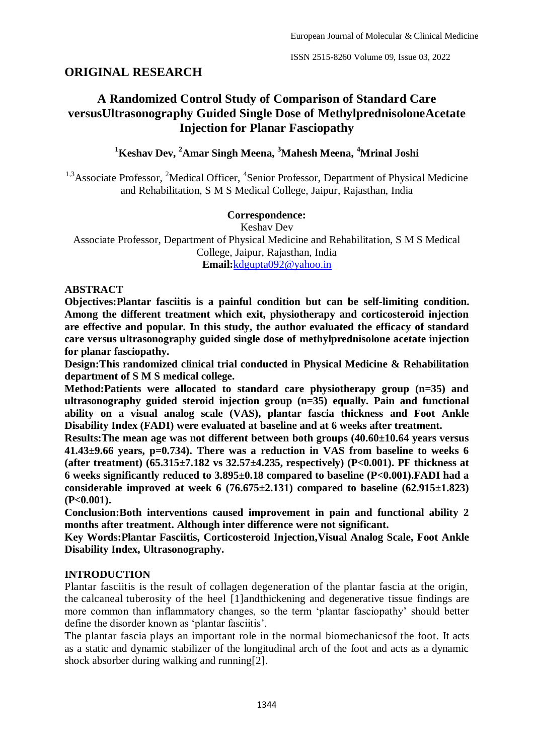## ORIGINAL RESEARCH

# A Randomized Control Study of Comparison of Standard Care versusUltrasonography Guided Single Dose of MethylprednisoloneAcetate Injection for Planar Fasciopathy

**[1]Keshav Dev, [2]Amar Singh Meena, [3]Mahesh Meena, [4]Mrinal Joshi**

[1,3]Associate Professor, [2]Medical Officer, [4]Senior Professor, Department of Physical Medicine and Rehabilitation, S M S Medical College, Jaipur, Rajasthan, India

**Correspondence:**
Keshav Dev
Associate Professor, Department of Physical Medicine and Rehabilitation, S M S Medical College, Jaipur, Rajasthan, India
**Email:**kdgupta092@yahoo.in

## ABSTRACT

**Objectives:Plantar fasciitis is a painful condition but can be self-limiting condition. Among the different treatment which exit, physiotherapy and corticosteroid injection are effective and popular. In this study, the author evaluated the efficacy of standard care versus ultrasonography guided single dose of methylprednisolone acetate injection for planar fasciopathy.**

**Design:This randomized clinical trial conducted in Physical Medicine & Rehabilitation department of S M S medical college.**

**Method:Patients were allocated to standard care physiotherapy group (n=35) and ultrasonography guided steroid injection group (n=35) equally. Pain and functional ability on a visual analog scale (VAS), plantar fascia thickness and Foot Ankle Disability Index (FADI) were evaluated at baseline and at 6 weeks after treatment.**

**Results:The mean age was not different between both groups (40.60±10.64 years versus 41.43±9.66 years, p=0.734). There was a reduction in VAS from baseline to weeks 6 (after treatment) (65.315±7.182 vs 32.57±4.235, respectively) (P<0.001). PF thickness at 6 weeks significantly reduced to 3.895±0.18 compared to baseline (P<0.001).FADI had a considerable improved at week 6 (76.675±2.131) compared to baseline (62.915±1.823) (P<0.001).**

**Conclusion:Both interventions caused improvement in pain and functional ability 2 months after treatment. Although inter difference were not significant.**

**Key Words:Plantar Fasciitis, Corticosteroid Injection,Visual Analog Scale, Foot Ankle Disability Index, Ultrasonography.**

## INTRODUCTION

Plantar fasciitis is the result of collagen degeneration of the plantar fascia at the origin, the calcaneal tuberosity of the heel [1]andthickening and degenerative tissue findings are more common than inflammatory changes, so the term 'plantar fasciopathy' should better define the disorder known as 'plantar fasciitis'.

The plantar fascia plays an important role in the normal biomechanicsof the foot. It acts as a static and dynamic stabilizer of the longitudinal arch of the foot and acts as a dynamic shock absorber during walking and running[2].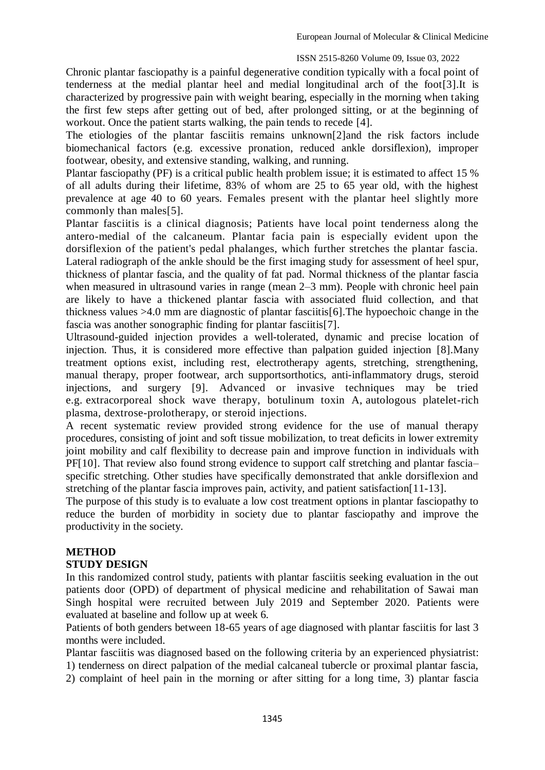Chronic plantar fasciopathy is a painful degenerative condition typically with a focal point of tenderness at the medial plantar heel and medial longitudinal arch of the foot[3].It is characterized by progressive pain with weight bearing, especially in the morning when taking the first few steps after getting out of bed, after prolonged sitting, or at the beginning of workout. Once the patient starts walking, the pain tends to recede [4].

The etiologies of the plantar fasciitis remains unknown[2]and the risk factors include biomechanical factors (e.g. excessive pronation, reduced ankle dorsiflexion), improper footwear, obesity, and extensive standing, walking, and running.

Plantar fasciopathy (PF) is a critical public health problem issue; it is estimated to affect 15 % of all adults during their lifetime, 83% of whom are 25 to 65 year old, with the highest prevalence at age 40 to 60 years. Females present with the plantar heel slightly more commonly than males[5].

Plantar fasciitis is a clinical diagnosis; Patients have local point tenderness along the antero-medial of the calcaneum. Plantar facia pain is especially evident upon the dorsiflexion of the patient's pedal phalanges, which further stretches the plantar fascia. Lateral radiograph of the ankle should be the first imaging study for assessment of heel spur, thickness of plantar fascia, and the quality of fat pad. Normal thickness of the plantar fascia when measured in ultrasound varies in range (mean 2–3 mm). People with chronic heel pain are likely to have a thickened plantar fascia with associated fluid collection, and that thickness values >4.0 mm are diagnostic of plantar fasciitis[6].The hypoechoic change in the fascia was another sonographic finding for plantar fasciitis[7].

Ultrasound-guided injection provides a well-tolerated, dynamic and precise location of injection. Thus, it is considered more effective than palpation guided injection [8].Many treatment options exist, including rest, electrotherapy agents, stretching, strengthening, manual therapy, proper footwear, arch supportsorthotics, anti-inflammatory drugs, steroid injections, and surgery [9]. Advanced or invasive techniques may be tried e.g. extracorporeal shock wave therapy, botulinum toxin A, autologous platelet-rich plasma, dextrose-prolotherapy, or steroid injections.

A recent systematic review provided strong evidence for the use of manual therapy procedures, consisting of joint and soft tissue mobilization, to treat deficits in lower extremity joint mobility and calf flexibility to decrease pain and improve function in individuals with PF[10]. That review also found strong evidence to support calf stretching and plantar fascia–specific stretching. Other studies have specifically demonstrated that ankle dorsiflexion and stretching of the plantar fascia improves pain, activity, and patient satisfaction[11-13].

The purpose of this study is to evaluate a low cost treatment options in plantar fasciopathy to reduce the burden of morbidity in society due to plantar fasciopathy and improve the productivity in the society.

## METHOD

### STUDY DESIGN

In this randomized control study, patients with plantar fasciitis seeking evaluation in the out patients door (OPD) of department of physical medicine and rehabilitation of Sawai man Singh hospital were recruited between July 2019 and September 2020. Patients were evaluated at baseline and follow up at week 6.

Patients of both genders between 18-65 years of age diagnosed with plantar fasciitis for last 3 months were included.

Plantar fasciitis was diagnosed based on the following criteria by an experienced physiatrist: 1) tenderness on direct palpation of the medial calcaneal tubercle or proximal plantar fascia, 2) complaint of heel pain in the morning or after sitting for a long time, 3) plantar fascia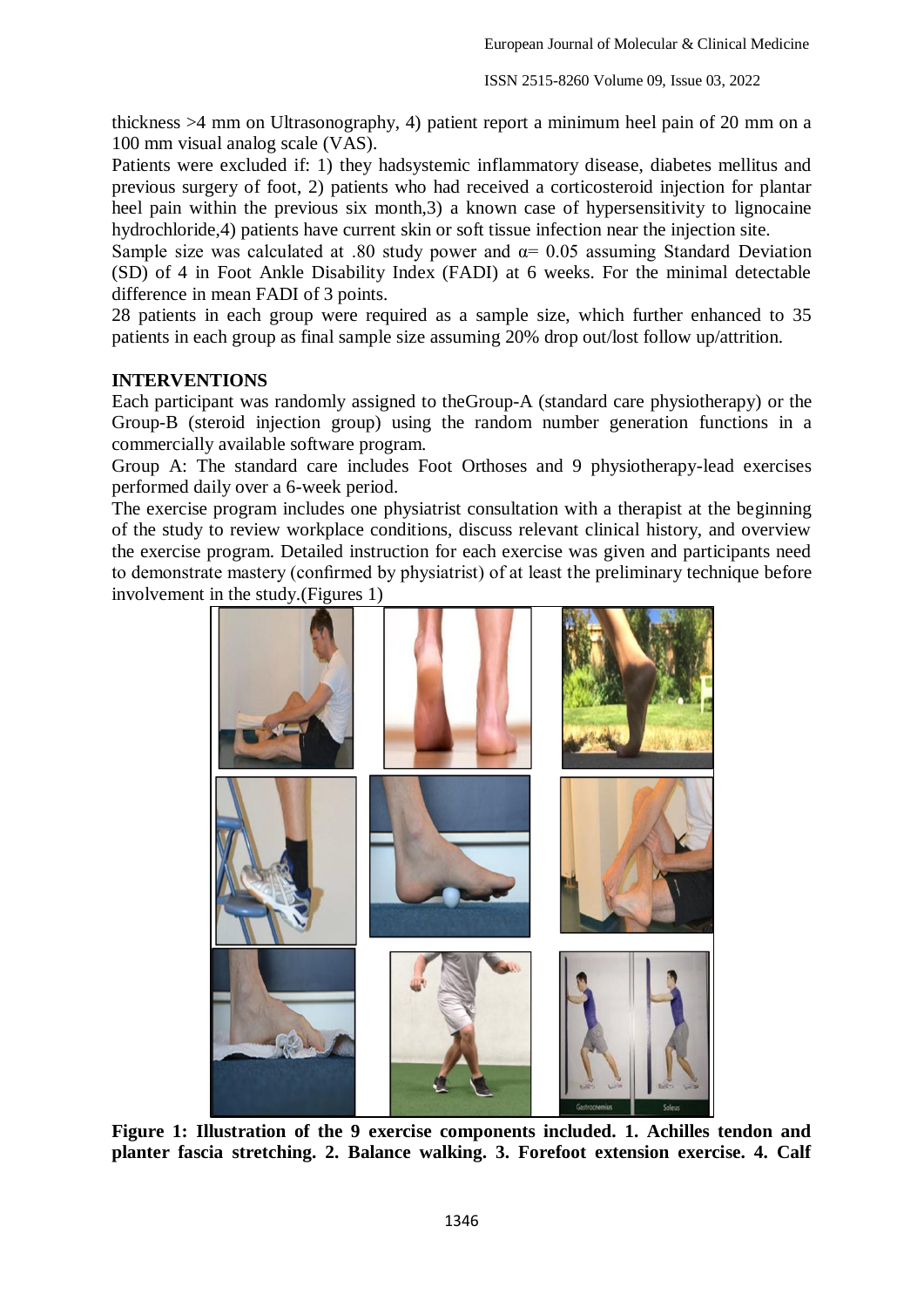thickness >4 mm on Ultrasonography, 4) patient report a minimum heel pain of 20 mm on a 100 mm visual analog scale (VAS).

Patients were excluded if: 1) they hadsystemic inflammatory disease, diabetes mellitus and previous surgery of foot, 2) patients who had received a corticosteroid injection for plantar heel pain within the previous six month,3) a known case of hypersensitivity to lignocaine hydrochloride,4) patients have current skin or soft tissue infection near the injection site.

Sample size was calculated at .80 study power and $\alpha = 0.05$ assuming Standard Deviation (SD) of 4 in Foot Ankle Disability Index (FADI) at 6 weeks. For the minimal detectable difference in mean FADI of 3 points.

28 patients in each group were required as a sample size, which further enhanced to 35 patients in each group as final sample size assuming 20% drop out/lost follow up/attrition.

## INTERVENTIONS

Each participant was randomly assigned to theGroup-A (standard care physiotherapy) or the Group-B (steroid injection group) using the random number generation functions in a commercially available software program.

Group A: The standard care includes Foot Orthoses and 9 physiotherapy-lead exercises performed daily over a 6-week period.

The exercise program includes one physiatrist consultation with a therapist at the beginning of the study to review workplace conditions, discuss relevant clinical history, and overview the exercise program. Detailed instruction for each exercise was given and participants need to demonstrate mastery (confirmed by physiatrist) of at least the preliminary technique before involvement in the study.(Figures 1)

**Figure 1: Illustration of the 9 exercise components included. 1. Achilles tendon and planter fascia stretching. 2. Balance walking. 3. Forefoot extension exercise. 4. Calf**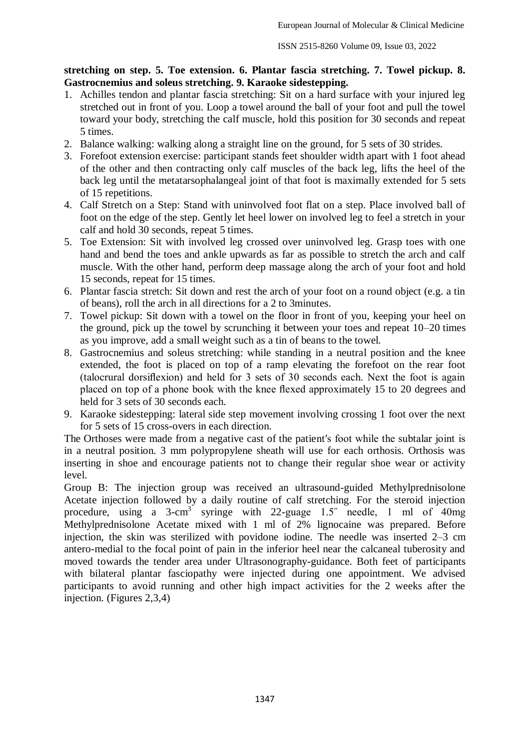**stretching on step. 5. Toe extension. 6. Plantar fascia stretching. 7. Towel pickup. 8. Gastrocnemius and soleus stretching. 9. Karaoke sidestepping.**

1. Achilles tendon and plantar fascia stretching: Sit on a hard surface with your injured leg stretched out in front of you. Loop a towel around the ball of your foot and pull the towel toward your body, stretching the calf muscle, hold this position for 30 seconds and repeat 5 times.
2. Balance walking: walking along a straight line on the ground, for 5 sets of 30 strides.
3. Forefoot extension exercise: participant stands feet shoulder width apart with 1 foot ahead of the other and then contracting only calf muscles of the back leg, lifts the heel of the back leg until the metatarsophalangeal joint of that foot is maximally extended for 5 sets of 15 repetitions.
4. Calf Stretch on a Step: Stand with uninvolved foot flat on a step. Place involved ball of foot on the edge of the step. Gently let heel lower on involved leg to feel a stretch in your calf and hold 30 seconds, repeat 5 times.
5. Toe Extension: Sit with involved leg crossed over uninvolved leg. Grasp toes with one hand and bend the toes and ankle upwards as far as possible to stretch the arch and calf muscle. With the other hand, perform deep massage along the arch of your foot and hold 15 seconds, repeat for 15 times.
6. Plantar fascia stretch: Sit down and rest the arch of your foot on a round object (e.g. a tin of beans), roll the arch in all directions for a 2 to 3minutes.
7. Towel pickup: Sit down with a towel on the floor in front of you, keeping your heel on the ground, pick up the towel by scrunching it between your toes and repeat 10–20 times as you improve, add a small weight such as a tin of beans to the towel.
8. Gastrocnemius and soleus stretching: while standing in a neutral position and the knee extended, the foot is placed on top of a ramp elevating the forefoot on the rear foot (talocrural dorsiflexion) and held for 3 sets of 30 seconds each. Next the foot is again placed on top of a phone book with the knee flexed approximately 15 to 20 degrees and held for 3 sets of 30 seconds each.
9. Karaoke sidestepping: lateral side step movement involving crossing 1 foot over the next for 5 sets of 15 cross-overs in each direction.

The Orthoses were made from a negative cast of the patient′s foot while the subtalar joint is in a neutral position. 3 mm polypropylene sheath will use for each orthosis. Orthosis was inserting in shoe and encourage patients not to change their regular shoe wear or activity level.

Group B: The injection group was received an ultrasound-guided Methylprednisolone Acetate injection followed by a daily routine of calf stretching. For the steroid injection procedure, using a 3-cm$^3$ syringe with 22-guage 1.5″ needle, 1 ml of 40mg Methylprednisolone Acetate mixed with 1 ml of 2% lignocaine was prepared. Before injection, the skin was sterilized with povidone iodine. The needle was inserted 2–3 cm antero-medial to the focal point of pain in the inferior heel near the calcaneal tuberosity and moved towards the tender area under Ultrasonography-guidance. Both feet of participants with bilateral plantar fasciopathy were injected during one appointment. We advised participants to avoid running and other high impact activities for the 2 weeks after the injection. (Figures 2,3,4)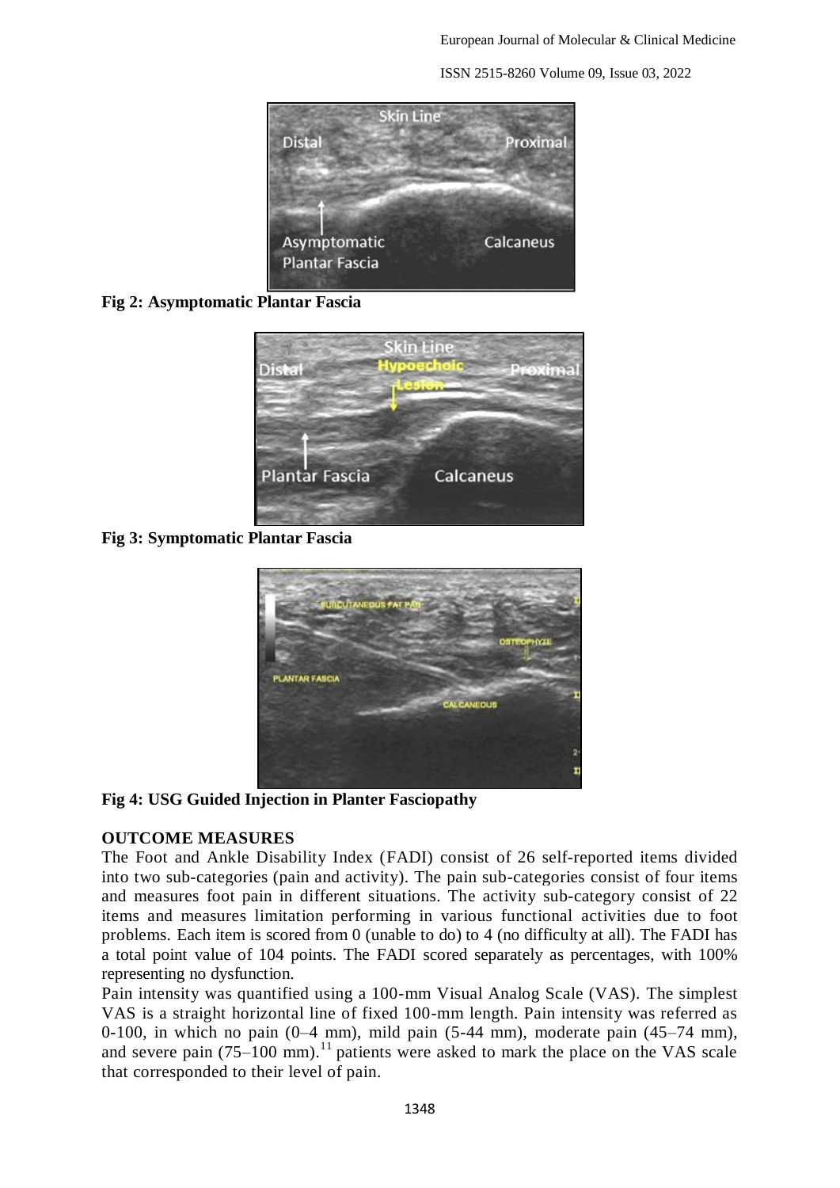**Fig 2: Asymptomatic Plantar Fascia**

**Fig 3: Symptomatic Plantar Fascia**

**Fig 4: USG Guided Injection in Planter Fasciopathy**

## OUTCOME MEASURES

The Foot and Ankle Disability Index (FADI) consist of 26 self-reported items divided into two sub-categories (pain and activity). The pain sub-categories consist of four items and measures foot pain in different situations. The activity sub-category consist of 22 items and measures limitation performing in various functional activities due to foot problems. Each item is scored from 0 (unable to do) to 4 (no difficulty at all). The FADI has a total point value of 104 points. The FADI scored separately as percentages, with 100% representing no dysfunction.

Pain intensity was quantified using a 100-mm Visual Analog Scale (VAS). The simplest VAS is a straight horizontal line of fixed 100-mm length. Pain intensity was referred as 0-100, in which no pain (0–4 mm), mild pain (5-44 mm), moderate pain (45–74 mm), and severe pain (75–100 mm).[11] patients were asked to mark the place on the VAS scale that corresponded to their level of pain.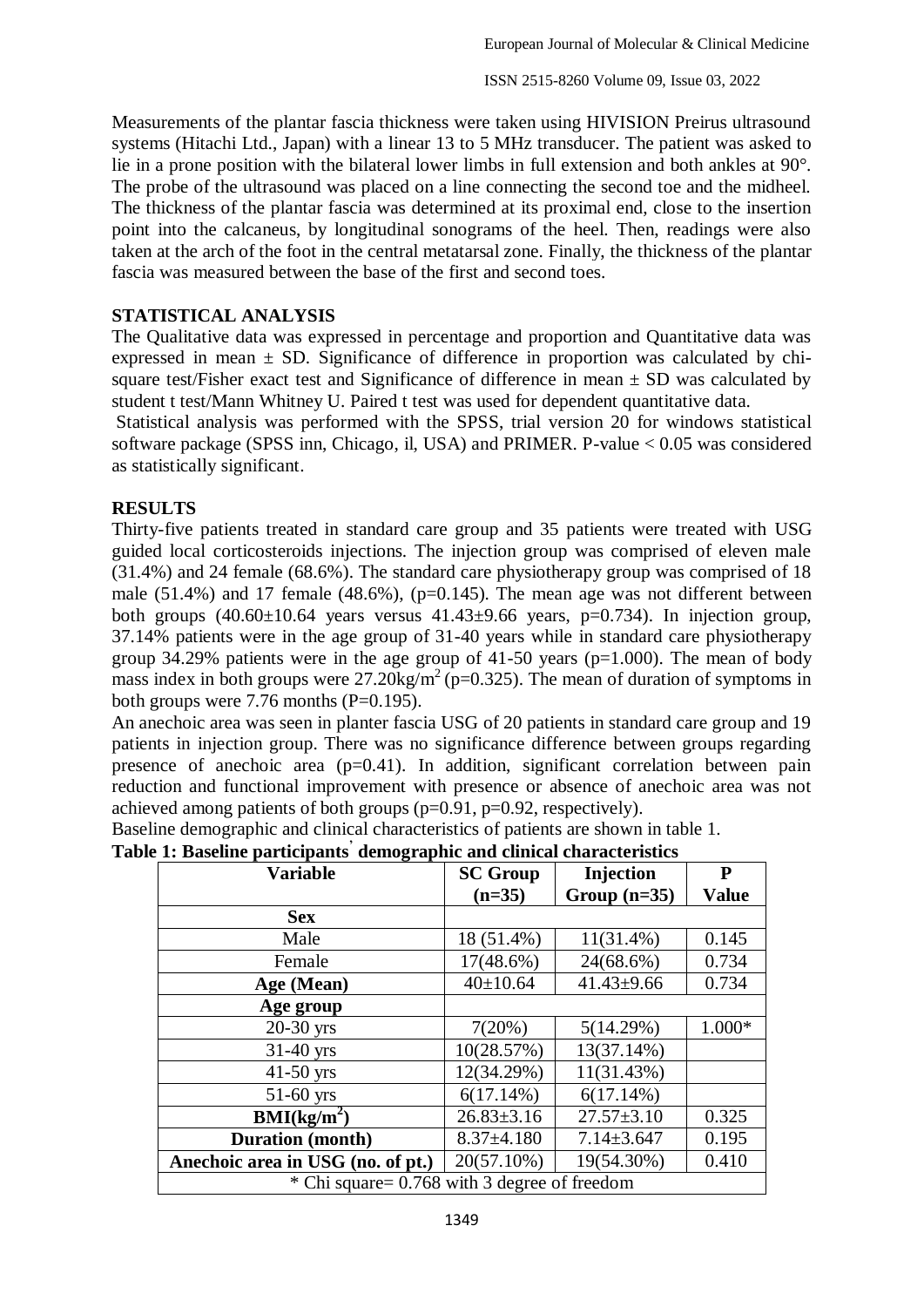Measurements of the plantar fascia thickness were taken using HIVISION Preirus ultrasound systems (Hitachi Ltd., Japan) with a linear 13 to 5 MHz transducer. The patient was asked to lie in a prone position with the bilateral lower limbs in full extension and both ankles at 90°. The probe of the ultrasound was placed on a line connecting the second toe and the midheel. The thickness of the plantar fascia was determined at its proximal end, close to the insertion point into the calcaneus, by longitudinal sonograms of the heel. Then, readings were also taken at the arch of the foot in the central metatarsal zone. Finally, the thickness of the plantar fascia was measured between the base of the first and second toes.

## STATISTICAL ANALYSIS

The Qualitative data was expressed in percentage and proportion and Quantitative data was expressed in mean ± SD. Significance of difference in proportion was calculated by chi-square test/Fisher exact test and Significance of difference in mean ± SD was calculated by student t test/Mann Whitney U. Paired t test was used for dependent quantitative data.

Statistical analysis was performed with the SPSS, trial version 20 for windows statistical software package (SPSS inn, Chicago, il, USA) and PRIMER. P-value < 0.05 was considered as statistically significant.

## RESULTS

Thirty-five patients treated in standard care group and 35 patients were treated with USG guided local corticosteroids injections. The injection group was comprised of eleven male (31.4%) and 24 female (68.6%). The standard care physiotherapy group was comprised of 18 male (51.4%) and 17 female (48.6%), (p=0.145). The mean age was not different between both groups (40.60±10.64 years versus 41.43±9.66 years, p=0.734). In injection group, 37.14% patients were in the age group of 31-40 years while in standard care physiotherapy group 34.29% patients were in the age group of 41-50 years (p=1.000). The mean of body mass index in both groups were 27.20kg/m$^2$ (p=0.325). The mean of duration of symptoms in both groups were 7.76 months (P=0.195).

An anechoic area was seen in planter fascia USG of 20 patients in standard care group and 19 patients in injection group. There was no significance difference between groups regarding presence of anechoic area (p=0.41). In addition, significant correlation between pain reduction and functional improvement with presence or absence of anechoic area was not achieved among patients of both groups (p=0.91, p=0.92, respectively).

Baseline demographic and clinical characteristics of patients are shown in table 1.

**Table 1: Baseline participants' demographic and clinical characteristics**

| Variable | SC Group (n=35) | Injection Group (n=35) | P Value |
|---|---|---|---|
| **Sex** | | | |
| Male | 18 (51.4%) | 11(31.4%) | 0.145 |
| Female | 17(48.6%) | 24(68.6%) | 0.734 |
| **Age (Mean)** | 40±10.64 | 41.43±9.66 | 0.734 |
| **Age group** | | | |
| 20-30 yrs | 7(20%) | 5(14.29%) | 1.000* |
| 31-40 yrs | 10(28.57%) | 13(37.14%) | |
| 41-50 yrs | 12(34.29%) | 11(31.43%) | |
| 51-60 yrs | 6(17.14%) | 6(17.14%) | |
| **BMI(kg/m$^2$)** | 26.83±3.16 | 27.57±3.10 | 0.325 |
| **Duration (month)** | 8.37±4.180 | 7.14±3.647 | 0.195 |
| **Anechoic area in USG (no. of pt.)** | 20(57.10%) | 19(54.30%) | 0.410 |

\* Chi square= 0.768 with 3 degree of freedom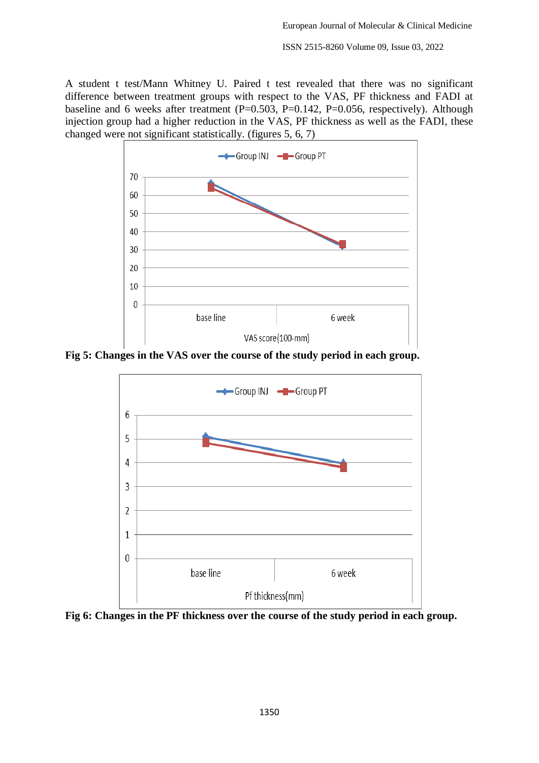A student t test/Mann Whitney U. Paired t test revealed that there was no significant difference between treatment groups with respect to the VAS, PF thickness and FADI at baseline and 6 weeks after treatment (P=0.503, P=0.142, P=0.056, respectively). Although injection group had a higher reduction in the VAS, PF thickness as well as the FADI, these changed were not significant statistically. (figures 5, 6, 7)

**Fig 5: Changes in the VAS over the course of the study period in each group.**

**Fig 6: Changes in the PF thickness over the course of the study period in each group.**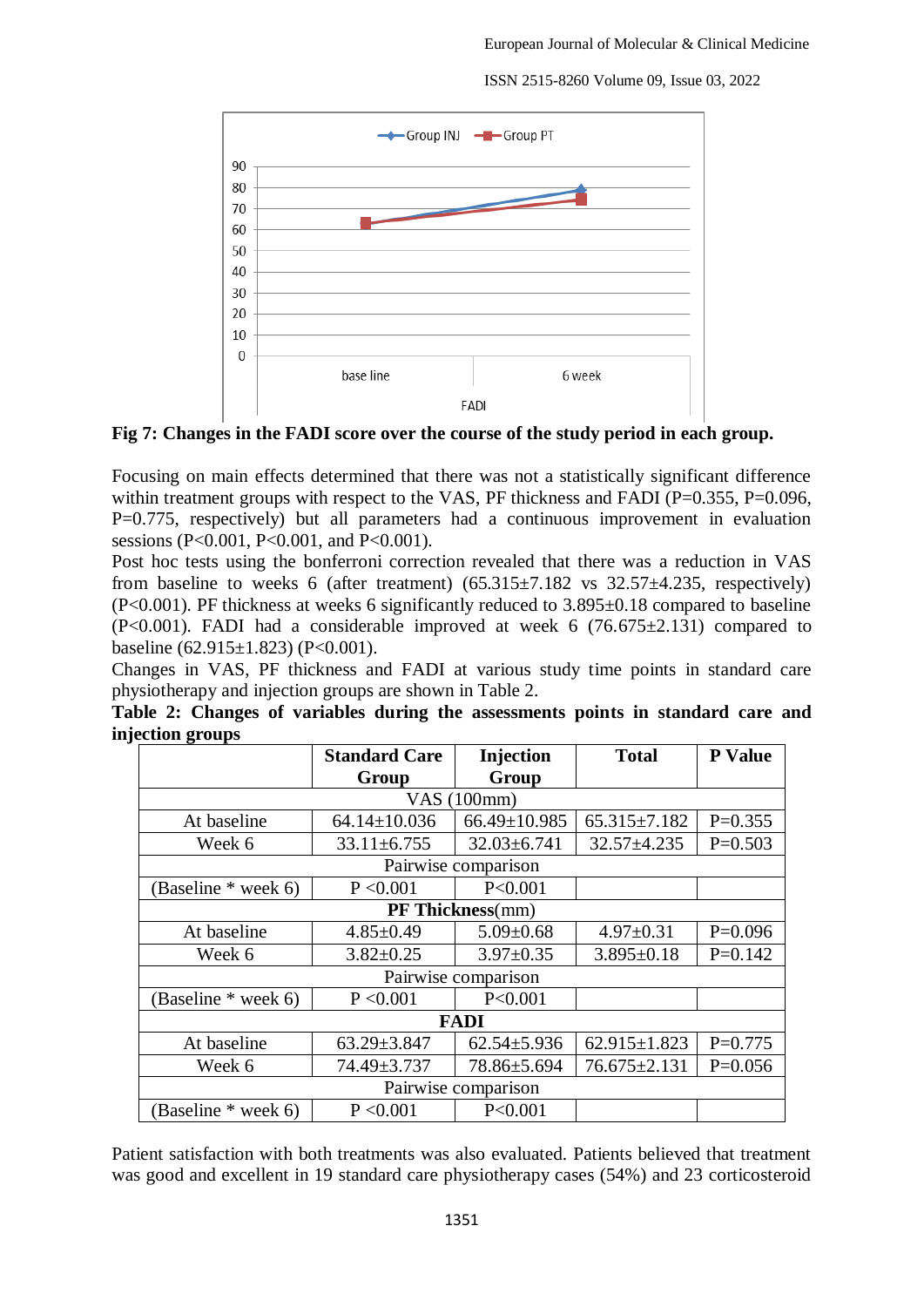**Fig 7: Changes in the FADI score over the course of the study period in each group.**

Focusing on main effects determined that there was not a statistically significant difference within treatment groups with respect to the VAS, PF thickness and FADI (P=0.355, P=0.096, P=0.775, respectively) but all parameters had a continuous improvement in evaluation sessions (P<0.001, P<0.001, and P<0.001).

Post hoc tests using the bonferroni correction revealed that there was a reduction in VAS from baseline to weeks 6 (after treatment) (65.315±7.182 vs 32.57±4.235, respectively) (P<0.001). PF thickness at weeks 6 significantly reduced to 3.895±0.18 compared to baseline (P<0.001). FADI had a considerable improved at week 6 (76.675±2.131) compared to baseline (62.915±1.823) (P<0.001).

Changes in VAS, PF thickness and FADI at various study time points in standard care physiotherapy and injection groups are shown in Table 2.

**Table 2: Changes of variables during the assessments points in standard care and injection groups**

| | Standard Care Group | Injection Group | Total | P Value |
|---|---|---|---|---|
| VAS (100mm) | | | | |
| At baseline | 64.14±10.036 | 66.49±10.985 | 65.315±7.182 | P=0.355 |
| Week 6 | 33.11±6.755 | 32.03±6.741 | 32.57±4.235 | P=0.503 |
| Pairwise comparison | | | | |
| (Baseline * week 6) | P <0.001 | P<0.001 | | |
| **PF Thickness**(mm) | | | | |
| At baseline | 4.85±0.49 | 5.09±0.68 | 4.97±0.31 | P=0.096 |
| Week 6 | 3.82±0.25 | 3.97±0.35 | 3.895±0.18 | P=0.142 |
| Pairwise comparison | | | | |
| (Baseline * week 6) | P <0.001 | P<0.001 | | |
| **FADI** | | | | |
| At baseline | 63.29±3.847 | 62.54±5.936 | 62.915±1.823 | P=0.775 |
| Week 6 | 74.49±3.737 | 78.86±5.694 | 76.675±2.131 | P=0.056 |
| Pairwise comparison | | | | |
| (Baseline * week 6) | P <0.001 | P<0.001 | | |

Patient satisfaction with both treatments was also evaluated. Patients believed that treatment was good and excellent in 19 standard care physiotherapy cases (54%) and 23 corticosteroid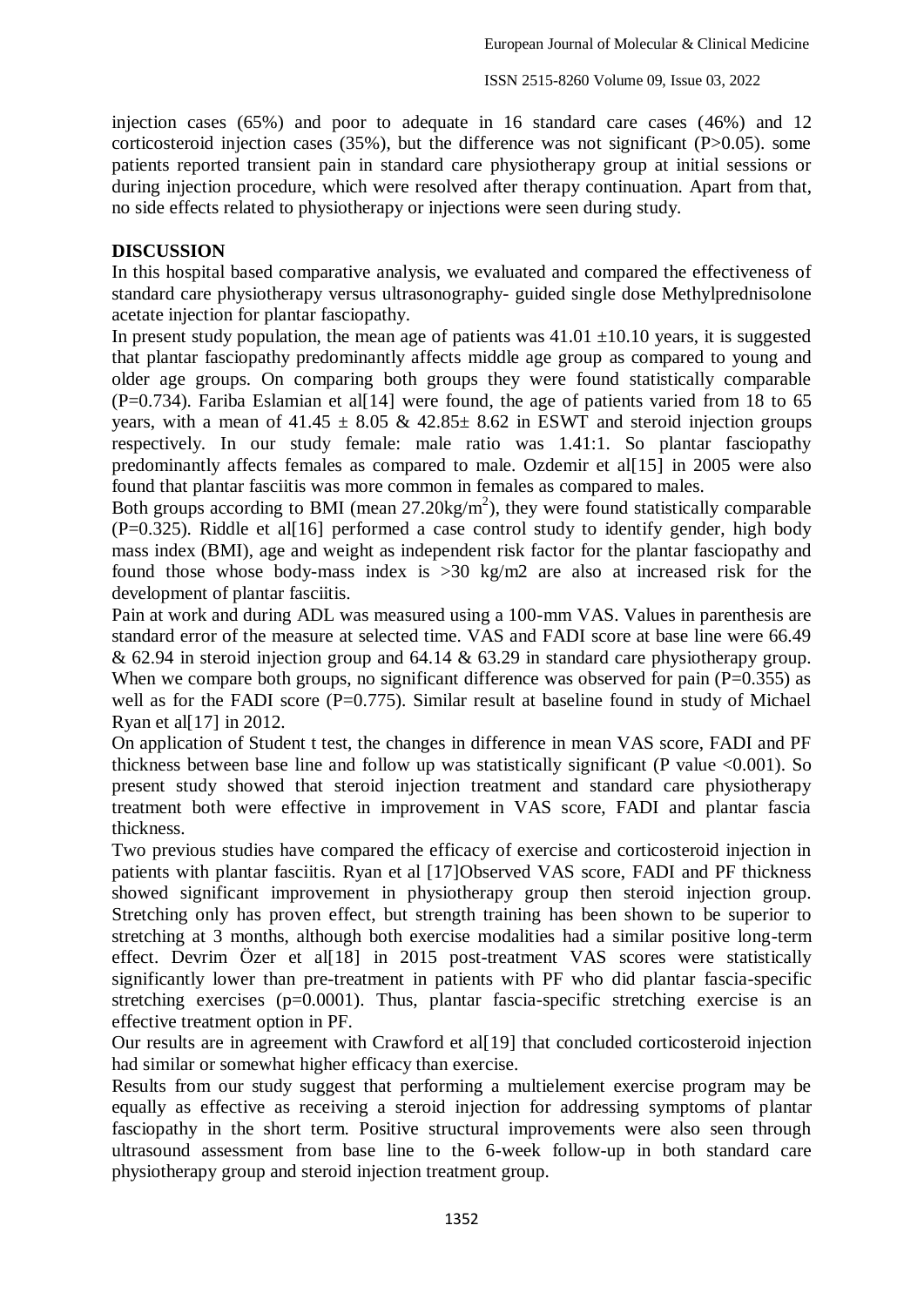injection cases (65%) and poor to adequate in 16 standard care cases (46%) and 12 corticosteroid injection cases (35%), but the difference was not significant (P>0.05). some patients reported transient pain in standard care physiotherapy group at initial sessions or during injection procedure, which were resolved after therapy continuation. Apart from that, no side effects related to physiotherapy or injections were seen during study.

## DISCUSSION

In this hospital based comparative analysis, we evaluated and compared the effectiveness of standard care physiotherapy versus ultrasonography- guided single dose Methylprednisolone acetate injection for plantar fasciopathy.

In present study population, the mean age of patients was 41.01 ±10.10 years, it is suggested that plantar fasciopathy predominantly affects middle age group as compared to young and older age groups. On comparing both groups they were found statistically comparable (P=0.734). Fariba Eslamian et al[14] were found, the age of patients varied from 18 to 65 years, with a mean of 41.45 ± 8.05 & 42.85± 8.62 in ESWT and steroid injection groups respectively. In our study female: male ratio was 1.41:1. So plantar fasciopathy predominantly affects females as compared to male. Ozdemir et al[15] in 2005 were also found that plantar fasciitis was more common in females as compared to males.

Both groups according to BMI (mean 27.20kg/m$^2$), they were found statistically comparable (P=0.325). Riddle et al[16] performed a case control study to identify gender, high body mass index (BMI), age and weight as independent risk factor for the plantar fasciopathy and found those whose body-mass index is >30 kg/m2 are also at increased risk for the development of plantar fasciitis.

Pain at work and during ADL was measured using a 100-mm VAS. Values in parenthesis are standard error of the measure at selected time. VAS and FADI score at base line were 66.49 & 62.94 in steroid injection group and 64.14 & 63.29 in standard care physiotherapy group. When we compare both groups, no significant difference was observed for pain (P=0.355) as well as for the FADI score (P=0.775). Similar result at baseline found in study of Michael Ryan et al[17] in 2012.

On application of Student t test, the changes in difference in mean VAS score, FADI and PF thickness between base line and follow up was statistically significant (P value <0.001). So present study showed that steroid injection treatment and standard care physiotherapy treatment both were effective in improvement in VAS score, FADI and plantar fascia thickness.

Two previous studies have compared the efficacy of exercise and corticosteroid injection in patients with plantar fasciitis. Ryan et al [17]Observed VAS score, FADI and PF thickness showed significant improvement in physiotherapy group then steroid injection group. Stretching only has proven effect, but strength training has been shown to be superior to stretching at 3 months, although both exercise modalities had a similar positive long-term effect. Devrim Özer et al[18] in 2015 post-treatment VAS scores were statistically significantly lower than pre-treatment in patients with PF who did plantar fascia-specific stretching exercises (p=0.0001). Thus, plantar fascia-specific stretching exercise is an effective treatment option in PF.

Our results are in agreement with Crawford et al[19] that concluded corticosteroid injection had similar or somewhat higher efficacy than exercise.

Results from our study suggest that performing a multielement exercise program may be equally as effective as receiving a steroid injection for addressing symptoms of plantar fasciopathy in the short term. Positive structural improvements were also seen through ultrasound assessment from base line to the 6-week follow-up in both standard care physiotherapy group and steroid injection treatment group.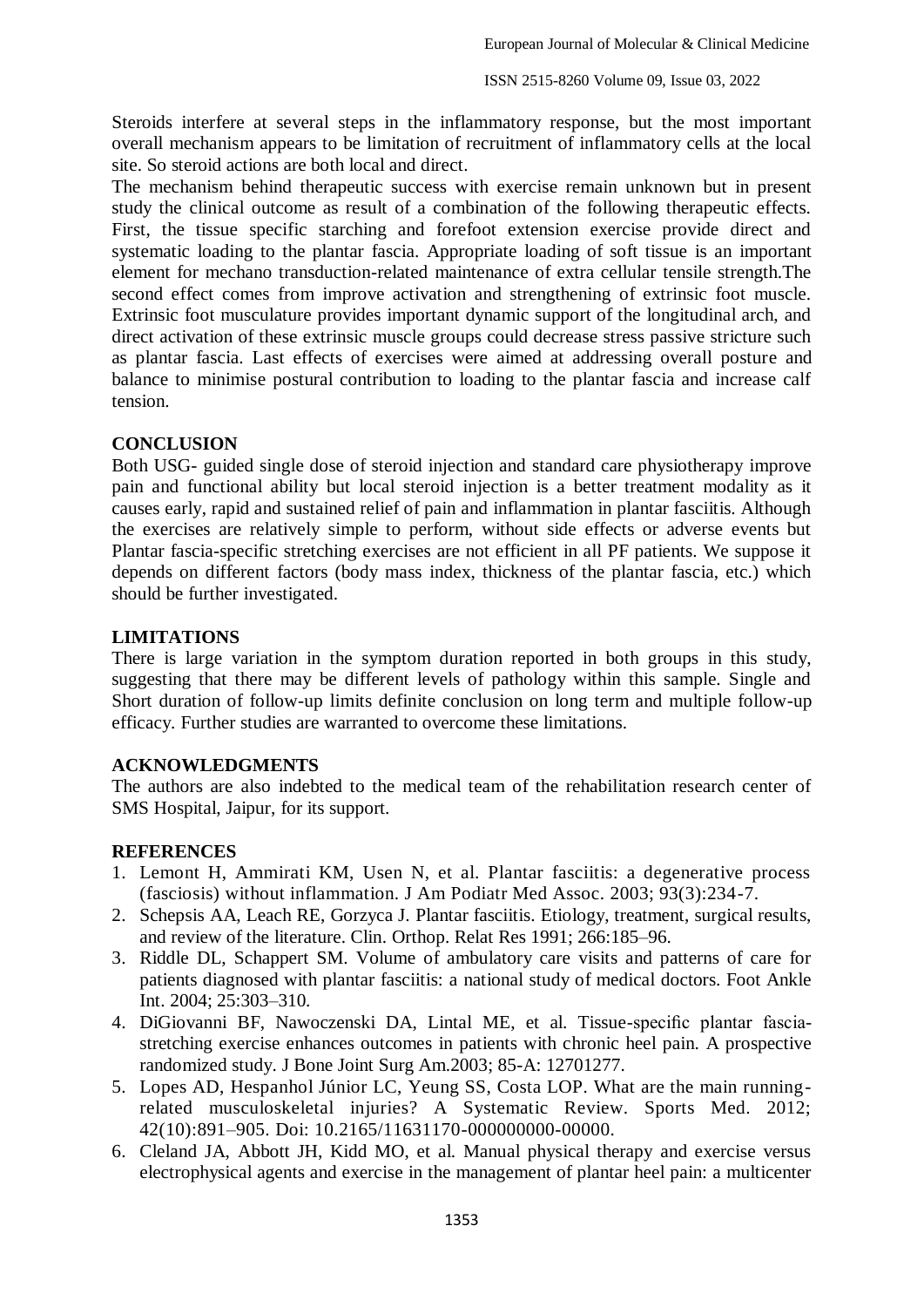Steroids interfere at several steps in the inflammatory response, but the most important overall mechanism appears to be limitation of recruitment of inflammatory cells at the local site. So steroid actions are both local and direct.

The mechanism behind therapeutic success with exercise remain unknown but in present study the clinical outcome as result of a combination of the following therapeutic effects. First, the tissue specific starching and forefoot extension exercise provide direct and systematic loading to the plantar fascia. Appropriate loading of soft tissue is an important element for mechano transduction-related maintenance of extra cellular tensile strength.The second effect comes from improve activation and strengthening of extrinsic foot muscle. Extrinsic foot musculature provides important dynamic support of the longitudinal arch, and direct activation of these extrinsic muscle groups could decrease stress passive stricture such as plantar fascia. Last effects of exercises were aimed at addressing overall posture and balance to minimise postural contribution to loading to the plantar fascia and increase calf tension.

## CONCLUSION

Both USG- guided single dose of steroid injection and standard care physiotherapy improve pain and functional ability but local steroid injection is a better treatment modality as it causes early, rapid and sustained relief of pain and inflammation in plantar fasciitis. Although the exercises are relatively simple to perform, without side effects or adverse events but Plantar fascia-specific stretching exercises are not efficient in all PF patients. We suppose it depends on different factors (body mass index, thickness of the plantar fascia, etc.) which should be further investigated.

## LIMITATIONS

There is large variation in the symptom duration reported in both groups in this study, suggesting that there may be different levels of pathology within this sample. Single and Short duration of follow-up limits definite conclusion on long term and multiple follow-up efficacy. Further studies are warranted to overcome these limitations.

## ACKNOWLEDGMENTS

The authors are also indebted to the medical team of the rehabilitation research center of SMS Hospital, Jaipur, for its support.

## REFERENCES

1. Lemont H, Ammirati KM, Usen N, et al. Plantar fasciitis: a degenerative process (fasciosis) without inflammation. J Am Podiatr Med Assoc. 2003; 93(3):234-7.
2. Schepsis AA, Leach RE, Gorzyca J. Plantar fasciitis. Etiology, treatment, surgical results, and review of the literature. Clin. Orthop. Relat Res 1991; 266:185–96.
3. Riddle DL, Schappert SM. Volume of ambulatory care visits and patterns of care for patients diagnosed with plantar fasciitis: a national study of medical doctors. Foot Ankle Int. 2004; 25:303–310.
4. DiGiovanni BF, Nawoczenski DA, Lintal ME, et al. Tissue-specific plantar fascia-stretching exercise enhances outcomes in patients with chronic heel pain. A prospective randomized study. J Bone Joint Surg Am.2003; 85-A: 12701277.
5. Lopes AD, Hespanhol Júnior LC, Yeung SS, Costa LOP. What are the main running-related musculoskeletal injuries? A Systematic Review. Sports Med. 2012; 42(10):891–905. Doi: 10.2165/11631170-000000000-00000.
6. Cleland JA, Abbott JH, Kidd MO, et al. Manual physical therapy and exercise versus electrophysical agents and exercise in the management of plantar heel pain: a multicenter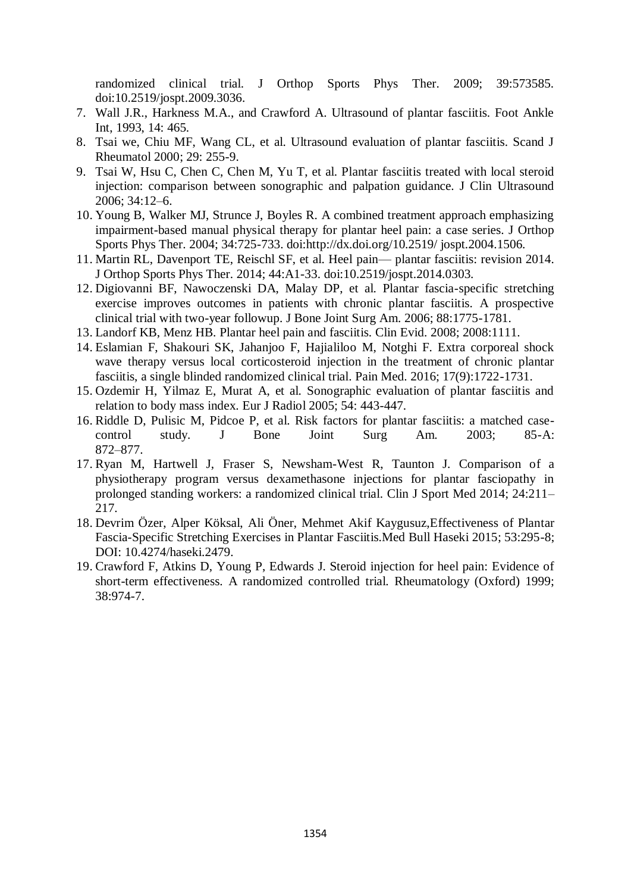randomized clinical trial. J Orthop Sports Phys Ther. 2009; 39:573585. doi:10.2519/jospt.2009.3036.

7. Wall J.R., Harkness M.A., and Crawford A. Ultrasound of plantar fasciitis. Foot Ankle Int, 1993, 14: 465.
8. Tsai we, Chiu MF, Wang CL, et al. Ultrasound evaluation of plantar fasciitis. Scand J Rheumatol 2000; 29: 255-9.
9. Tsai W, Hsu C, Chen C, Chen M, Yu T, et al. Plantar fasciitis treated with local steroid injection: comparison between sonographic and palpation guidance. J Clin Ultrasound 2006; 34:12–6.
10. Young B, Walker MJ, Strunce J, Boyles R. A combined treatment approach emphasizing impairment-based manual physical therapy for plantar heel pain: a case series. J Orthop Sports Phys Ther. 2004; 34:725-733. doi:http://dx.doi.org/10.2519/ jospt.2004.1506.
11. Martin RL, Davenport TE, Reischl SF, et al. Heel pain— plantar fasciitis: revision 2014. J Orthop Sports Phys Ther. 2014; 44:A1-33. doi:10.2519/jospt.2014.0303.
12. Digiovanni BF, Nawoczenski DA, Malay DP, et al. Plantar fascia-specific stretching exercise improves outcomes in patients with chronic plantar fasciitis. A prospective clinical trial with two-year followup. J Bone Joint Surg Am. 2006; 88:1775-1781.
13. Landorf KB, Menz HB. Plantar heel pain and fasciitis. Clin Evid. 2008; 2008:1111.
14. Eslamian F, Shakouri SK, Jahanjoo F, Hajialiloo M, Notghi F. Extra corporeal shock wave therapy versus local corticosteroid injection in the treatment of chronic plantar fasciitis, a single blinded randomized clinical trial. Pain Med. 2016; 17(9):1722-1731.
15. Ozdemir H, Yilmaz E, Murat A, et al. Sonographic evaluation of plantar fasciitis and relation to body mass index. Eur J Radiol 2005; 54: 443-447.
16. Riddle D, Pulisic M, Pidcoe P, et al. Risk factors for plantar fasciitis: a matched case-control study. J Bone Joint Surg Am. 2003; 85-A: 872–877.
17. Ryan M, Hartwell J, Fraser S, Newsham-West R, Taunton J. Comparison of a physiotherapy program versus dexamethasone injections for plantar fasciopathy in prolonged standing workers: a randomized clinical trial. Clin J Sport Med 2014; 24:211–217.
18. Devrim Özer, Alper Köksal, Ali Öner, Mehmet Akif Kaygusuz,Effectiveness of Plantar Fascia-Specific Stretching Exercises in Plantar Fasciitis.Med Bull Haseki 2015; 53:295-8; DOI: 10.4274/haseki.2479.
19. Crawford F, Atkins D, Young P, Edwards J. Steroid injection for heel pain: Evidence of short-term effectiveness. A randomized controlled trial. Rheumatology (Oxford) 1999; 38:974-7.